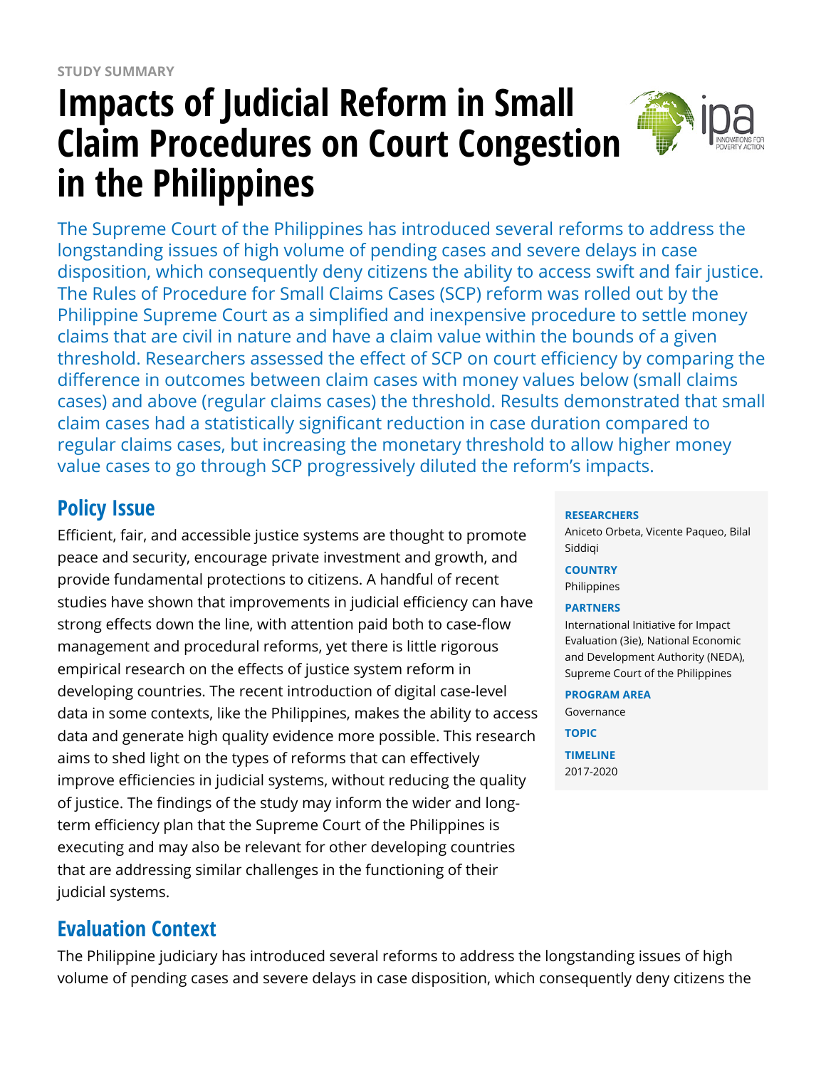STUDY SUMMARY

# Impacts of Judicial Reform in Small Claim Procedures on Court Congestion in the Philippines

The Supreme Court of the Philippines has introduced several reforms to address the longstanding issues of high volume of pending cases and severe delays in case disposition, which consequently deny citizens the ability to access swift and fair justice. The Rules of Procedure for Small Claims Cases (SCP) reform was rolled out by the Philippine Supreme Court as a simplified and inexpensive procedure to settle money claims that are civil in nature and have a claim value within the bounds of a given threshold. Researchers assessed the effect of SCP on court efficiency by comparing the difference in outcomes between claim cases with money values below (small claims cases) and above (regular claims cases) the threshold. Results demonstrated that small claim cases had a statistically significant reduction in case duration compared to regular claims cases, but increasing the monetary threshold to allow higher money value cases to go through SCP progressively diluted the reform's impacts.

**RESEARCHERS**
Aniceto Orbeta, Vicente Paqueo, Bilal Siddiqi

**COUNTRY**
Philippines

**PARTNERS**
International Initiative for Impact Evaluation (3ie), National Economic and Development Authority (NEDA), Supreme Court of the Philippines

**PROGRAM AREA**
Governance

**TOPIC**

**TIMELINE**
2017-2020

## Policy Issue

Efficient, fair, and accessible justice systems are thought to promote peace and security, encourage private investment and growth, and provide fundamental protections to citizens. A handful of recent studies have shown that improvements in judicial efficiency can have strong effects down the line, with attention paid both to case-flow management and procedural reforms, yet there is little rigorous empirical research on the effects of justice system reform in developing countries. The recent introduction of digital case-level data in some contexts, like the Philippines, makes the ability to access data and generate high quality evidence more possible. This research aims to shed light on the types of reforms that can effectively improve efficiencies in judicial systems, without reducing the quality of justice. The findings of the study may inform the wider and long-term efficiency plan that the Supreme Court of the Philippines is executing and may also be relevant for other developing countries that are addressing similar challenges in the functioning of their judicial systems.

## Evaluation Context

The Philippine judiciary has introduced several reforms to address the longstanding issues of high volume of pending cases and severe delays in case disposition, which consequently deny citizens the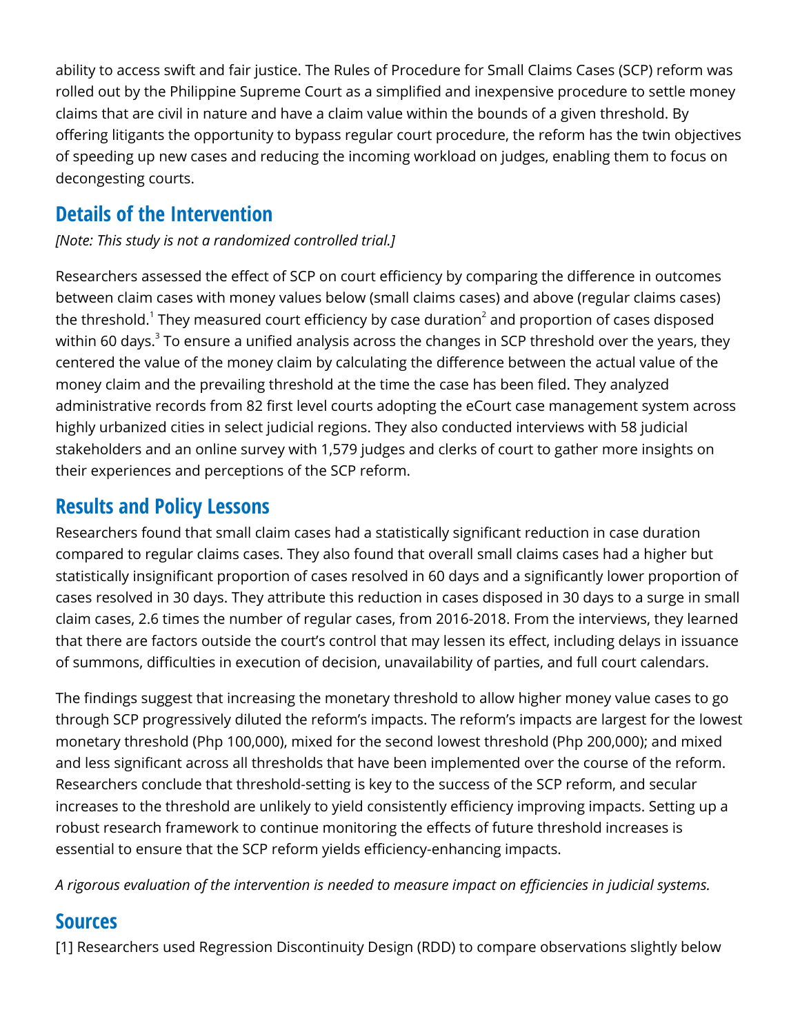ability to access swift and fair justice. The Rules of Procedure for Small Claims Cases (SCP) reform was rolled out by the Philippine Supreme Court as a simplified and inexpensive procedure to settle money claims that are civil in nature and have a claim value within the bounds of a given threshold. By offering litigants the opportunity to bypass regular court procedure, the reform has the twin objectives of speeding up new cases and reducing the incoming workload on judges, enabling them to focus on decongesting courts.

## Details of the Intervention

*[Note: This study is not a randomized controlled trial.]*

Researchers assessed the effect of SCP on court efficiency by comparing the difference in outcomes between claim cases with money values below (small claims cases) and above (regular claims cases) the threshold.[1] They measured court efficiency by case duration[2] and proportion of cases disposed within 60 days.[3] To ensure a unified analysis across the changes in SCP threshold over the years, they centered the value of the money claim by calculating the difference between the actual value of the money claim and the prevailing threshold at the time the case has been filed. They analyzed administrative records from 82 first level courts adopting the eCourt case management system across highly urbanized cities in select judicial regions. They also conducted interviews with 58 judicial stakeholders and an online survey with 1,579 judges and clerks of court to gather more insights on their experiences and perceptions of the SCP reform.

## Results and Policy Lessons

Researchers found that small claim cases had a statistically significant reduction in case duration compared to regular claims cases. They also found that overall small claims cases had a higher but statistically insignificant proportion of cases resolved in 60 days and a significantly lower proportion of cases resolved in 30 days. They attribute this reduction in cases disposed in 30 days to a surge in small claim cases, 2.6 times the number of regular cases, from 2016-2018. From the interviews, they learned that there are factors outside the court's control that may lessen its effect, including delays in issuance of summons, difficulties in execution of decision, unavailability of parties, and full court calendars.

The findings suggest that increasing the monetary threshold to allow higher money value cases to go through SCP progressively diluted the reform's impacts. The reform's impacts are largest for the lowest monetary threshold (Php 100,000), mixed for the second lowest threshold (Php 200,000); and mixed and less significant across all thresholds that have been implemented over the course of the reform. Researchers conclude that threshold-setting is key to the success of the SCP reform, and secular increases to the threshold are unlikely to yield consistently efficiency improving impacts. Setting up a robust research framework to continue monitoring the effects of future threshold increases is essential to ensure that the SCP reform yields efficiency-enhancing impacts.

*A rigorous evaluation of the intervention is needed to measure impact on efficiencies in judicial systems.*

## Sources

[1] Researchers used Regression Discontinuity Design (RDD) to compare observations slightly below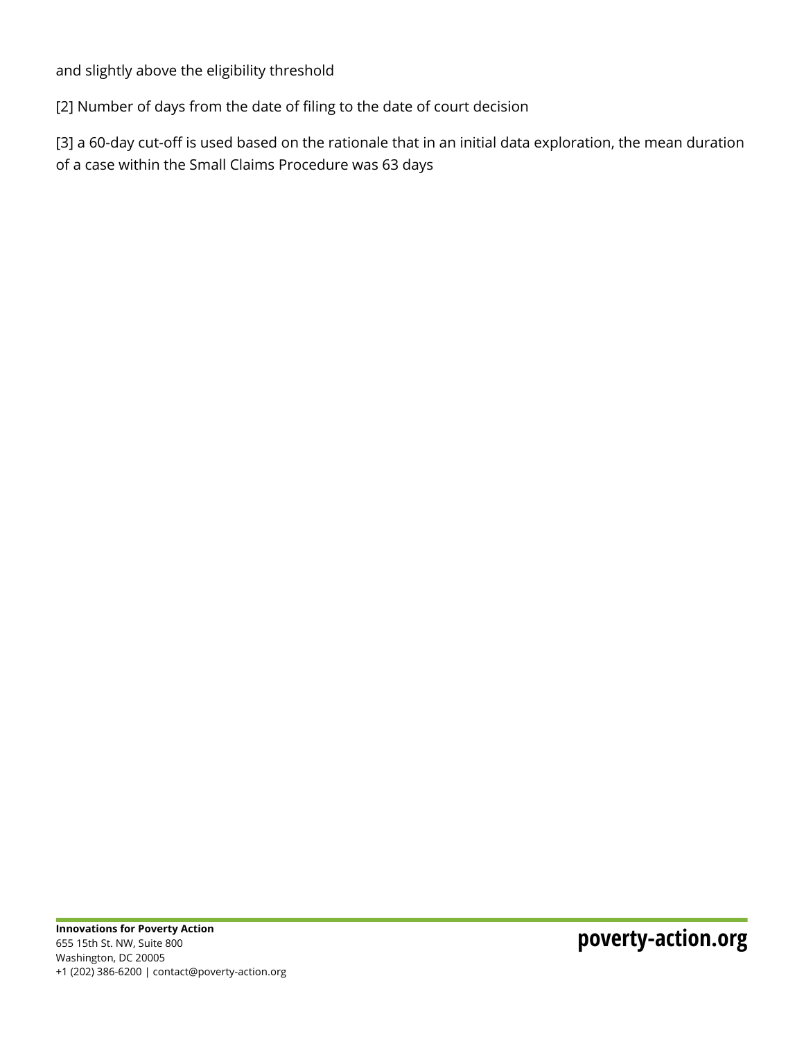and slightly above the eligibility threshold

[2] Number of days from the date of filing to the date of court decision

[3] a 60-day cut-off is used based on the rationale that in an initial data exploration, the mean duration of a case within the Small Claims Procedure was 63 days